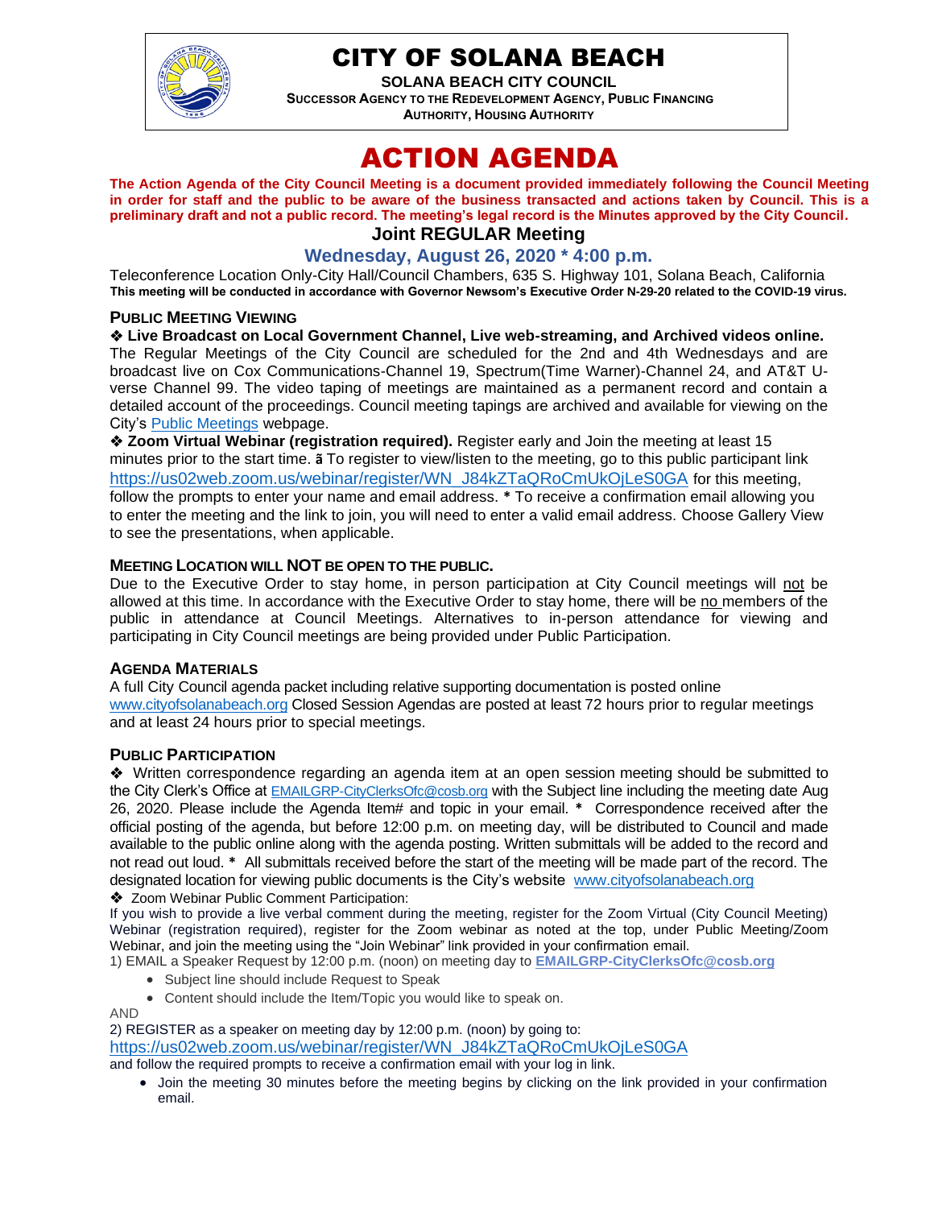# CITY OF SOLANA BEACH

**SOLANA BEACH CITY COUNCIL**
**SUCCESSOR AGENCY TO THE REDEVELOPMENT AGENCY, PUBLIC FINANCING AUTHORITY, HOUSING AUTHORITY**

# ACTION AGENDA

**The Action Agenda of the City Council Meeting is a document provided immediately following the Council Meeting in order for staff and the public to be aware of the business transacted and actions taken by Council. This is a preliminary draft and not a public record. The meeting's legal record is the Minutes approved by the City Council.**

## Joint REGULAR Meeting

### Wednesday, August 26, 2020 * 4:00 p.m.

Teleconference Location Only-City Hall/Council Chambers, 635 S. Highway 101, Solana Beach, California
**This meeting will be conducted in accordance with Governor Newsom's Executive Order N-29-20 related to the COVID-19 virus.**

**PUBLIC MEETING VIEWING**

❖ **Live Broadcast on Local Government Channel, Live web-streaming, and Archived videos online.** The Regular Meetings of the City Council are scheduled for the 2nd and 4th Wednesdays and are broadcast live on Cox Communications-Channel 19, Spectrum(Time Warner)-Channel 24, and AT&T U-verse Channel 99. The video taping of meetings are maintained as a permanent record and contain a detailed account of the proceedings. Council meeting tapings are archived and available for viewing on the City's Public Meetings webpage.

❖ **Zoom Virtual Webinar (registration required).** Register early and Join the meeting at least 15 minutes prior to the start time. ã To register to view/listen to the meeting, go to this public participant link https://us02web.zoom.us/webinar/register/WN_J84kZTaQRoCmUkOjLeS0GA for this meeting, follow the prompts to enter your name and email address. * To receive a confirmation email allowing you to enter the meeting and the link to join, you will need to enter a valid email address. Choose Gallery View to see the presentations, when applicable.

**MEETING LOCATION WILL NOT BE OPEN TO THE PUBLIC.**

Due to the Executive Order to stay home, in person participation at City Council meetings will not be allowed at this time. In accordance with the Executive Order to stay home, there will be no members of the public in attendance at Council Meetings. Alternatives to in-person attendance for viewing and participating in City Council meetings are being provided under Public Participation.

**AGENDA MATERIALS**

A full City Council agenda packet including relative supporting documentation is posted online www.cityofsolanabeach.org Closed Session Agendas are posted at least 72 hours prior to regular meetings and at least 24 hours prior to special meetings.

**PUBLIC PARTICIPATION**

❖ Written correspondence regarding an agenda item at an open session meeting should be submitted to the City Clerk's Office at EMAILGRP-CityClerksOfc@cosb.org with the Subject line including the meeting date Aug 26, 2020. Please include the Agenda Item# and topic in your email. * Correspondence received after the official posting of the agenda, but before 12:00 p.m. on meeting day, will be distributed to Council and made available to the public online along with the agenda posting. Written submittals will be added to the record and not read out loud. * All submittals received before the start of the meeting will be made part of the record. The designated location for viewing public documents is the City's website www.cityofsolanabeach.org

❖ Zoom Webinar Public Comment Participation:
If you wish to provide a live verbal comment during the meeting, register for the Zoom Virtual (City Council Meeting) Webinar (registration required), register for the Zoom webinar as noted at the top, under Public Meeting/Zoom Webinar, and join the meeting using the "Join Webinar" link provided in your confirmation email.

1) EMAIL a Speaker Request by 12:00 p.m. (noon) on meeting day to **EMAILGRP-CityClerksOfc@cosb.org**
- Subject line should include Request to Speak
- Content should include the Item/Topic you would like to speak on.

AND

2) REGISTER as a speaker on meeting day by 12:00 p.m. (noon) by going to: https://us02web.zoom.us/webinar/register/WN_J84kZTaQRoCmUkOjLeS0GA and follow the required prompts to receive a confirmation email with your log in link.
- Join the meeting 30 minutes before the meeting begins by clicking on the link provided in your confirmation email.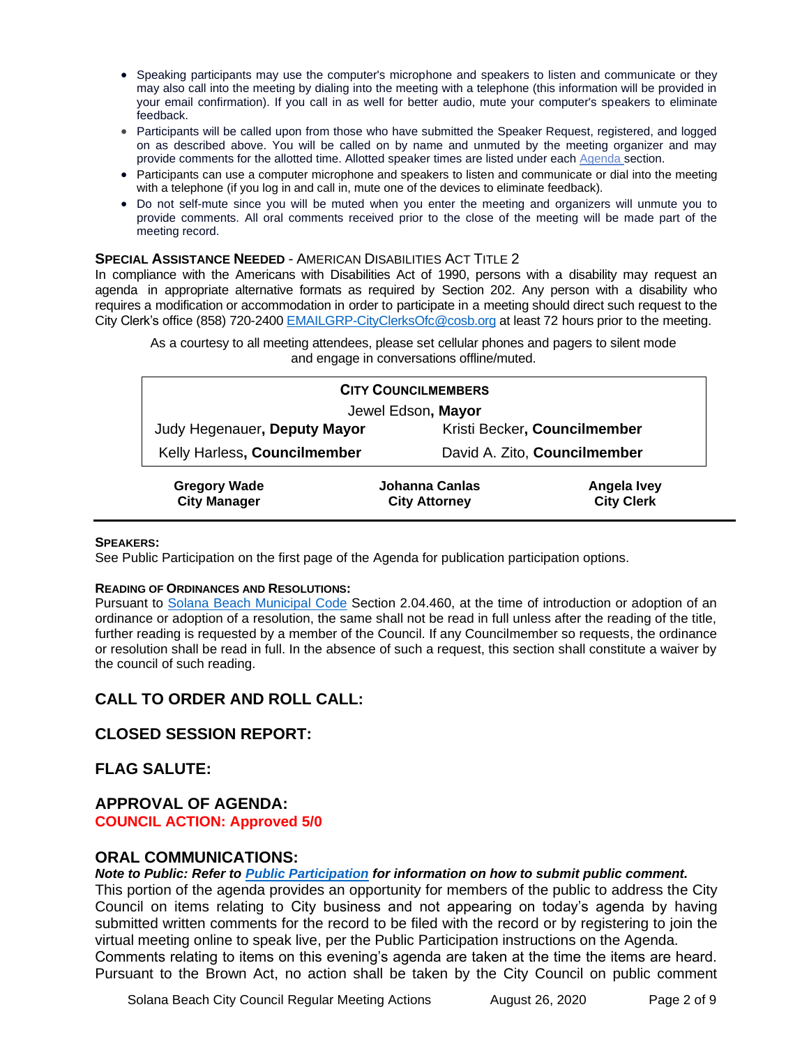- Speaking participants may use the computer's microphone and speakers to listen and communicate or they may also call into the meeting by dialing into the meeting with a telephone (this information will be provided in your email confirmation). If you call in as well for better audio, mute your computer's speakers to eliminate feedback.
- Participants will be called upon from those who have submitted the Speaker Request, registered, and logged on as described above. You will be called on by name and unmuted by the meeting organizer and may provide comments for the allotted time. Allotted speaker times are listed under each Agenda section.
- Participants can use a computer microphone and speakers to listen and communicate or dial into the meeting with a telephone (if you log in and call in, mute one of the devices to eliminate feedback).
- Do not self-mute since you will be muted when you enter the meeting and organizers will unmute you to provide comments. All oral comments received prior to the close of the meeting will be made part of the meeting record.

**SPECIAL ASSISTANCE NEEDED** - AMERICAN DISABILITIES ACT TITLE 2
In compliance with the Americans with Disabilities Act of 1990, persons with a disability may request an agenda in appropriate alternative formats as required by Section 202. Any person with a disability who requires a modification or accommodation in order to participate in a meeting should direct such request to the City Clerk's office (858) 720-2400 EMAILGRP-CityClerksOfc@cosb.org at least 72 hours prior to the meeting.

As a courtesy to all meeting attendees, please set cellular phones and pagers to silent mode and engage in conversations offline/muted.

**CITY COUNCILMEMBERS**

Jewel Edson, **Mayor**

| | |
|---|---|
| Judy Hegenauer, **Deputy Mayor** | Kristi Becker, **Councilmember** |
| Kelly Harless, **Councilmember** | David A. Zito, **Councilmember** |

| **Gregory Wade** | **Johanna Canlas** | **Angela Ivey** |
|---|---|---|
| **City Manager** | **City Attorney** | **City Clerk** |

**SPEAKERS:**
See Public Participation on the first page of the Agenda for publication participation options.

**READING OF ORDINANCES AND RESOLUTIONS:**
Pursuant to Solana Beach Municipal Code Section 2.04.460, at the time of introduction or adoption of an ordinance or adoption of a resolution, the same shall not be read in full unless after the reading of the title, further reading is requested by a member of the Council. If any Councilmember so requests, the ordinance or resolution shall be read in full. In the absence of such a request, this section shall constitute a waiver by the council of such reading.

## CALL TO ORDER AND ROLL CALL:

## CLOSED SESSION REPORT:

## FLAG SALUTE:

## APPROVAL OF AGENDA:

**COUNCIL ACTION: Approved 5/0**

## ORAL COMMUNICATIONS:

***Note to Public: Refer to Public Participation for information on how to submit public comment.***

This portion of the agenda provides an opportunity for members of the public to address the City Council on items relating to City business and not appearing on today's agenda by having submitted written comments for the record to be filed with the record or by registering to join the virtual meeting online to speak live, per the Public Participation instructions on the Agenda.
Comments relating to items on this evening's agenda are taken at the time the items are heard. Pursuant to the Brown Act, no action shall be taken by the City Council on public comment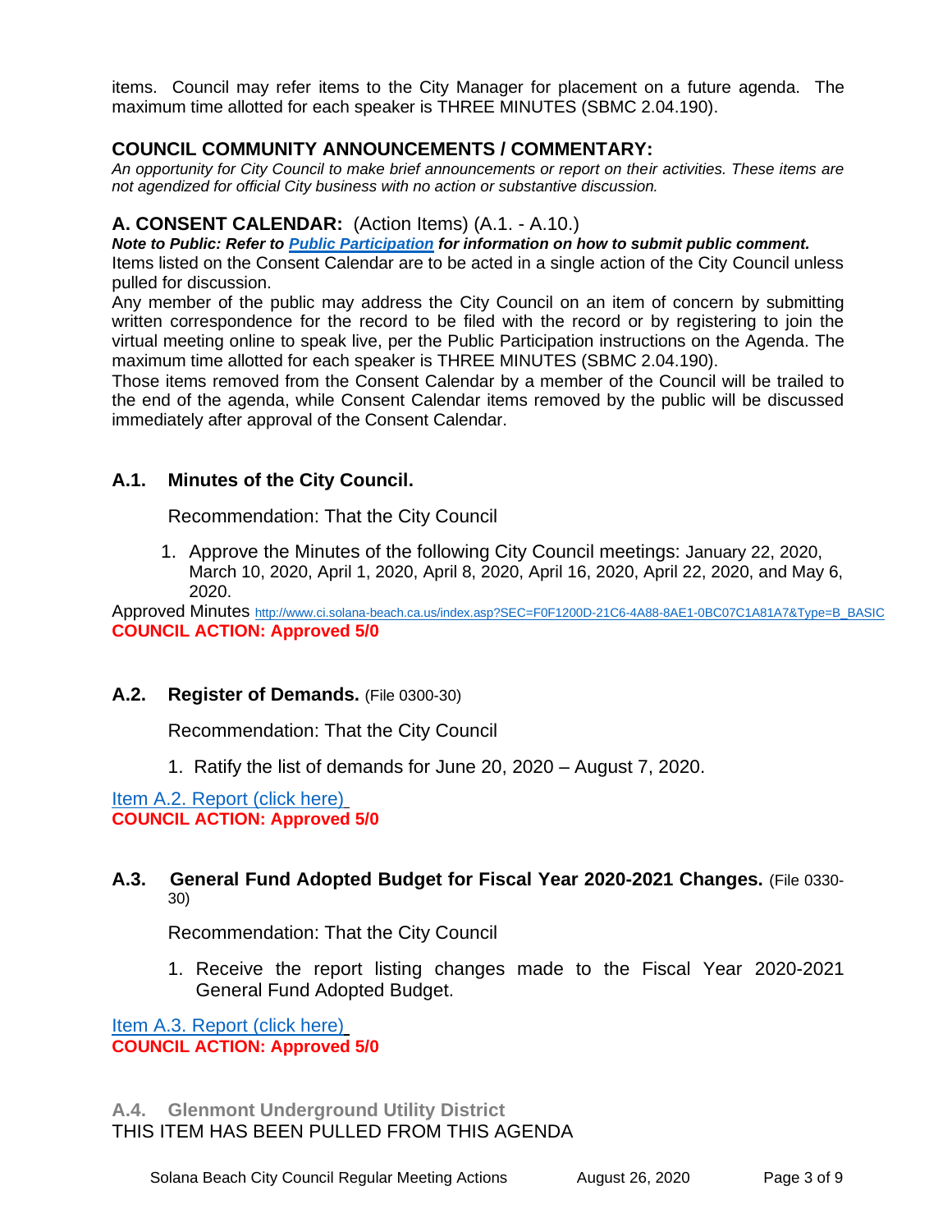items. Council may refer items to the City Manager for placement on a future agenda. The maximum time allotted for each speaker is THREE MINUTES (SBMC 2.04.190).

## COUNCIL COMMUNITY ANNOUNCEMENTS / COMMENTARY:

*An opportunity for City Council to make brief announcements or report on their activities. These items are not agendized for official City business with no action or substantive discussion.*

## A. CONSENT CALENDAR: (Action Items) (A.1. - A.10.)

***Note to Public: Refer to Public Participation for information on how to submit public comment.***

Items listed on the Consent Calendar are to be acted in a single action of the City Council unless pulled for discussion.

Any member of the public may address the City Council on an item of concern by submitting written correspondence for the record to be filed with the record or by registering to join the virtual meeting online to speak live, per the Public Participation instructions on the Agenda. The maximum time allotted for each speaker is THREE MINUTES (SBMC 2.04.190).

Those items removed from the Consent Calendar by a member of the Council will be trailed to the end of the agenda, while Consent Calendar items removed by the public will be discussed immediately after approval of the Consent Calendar.

### A.1. Minutes of the City Council.

Recommendation: That the City Council

1. Approve the Minutes of the following City Council meetings: January 22, 2020, March 10, 2020, April 1, 2020, April 8, 2020, April 16, 2020, April 22, 2020, and May 6, 2020.

Approved Minutes http://www.ci.solana-beach.ca.us/index.asp?SEC=F0F1200D-21C6-4A88-8AE1-0BC07C1A81A7&Type=B_BASIC

**COUNCIL ACTION: Approved 5/0**

### A.2. Register of Demands. (File 0300-30)

Recommendation: That the City Council

1. Ratify the list of demands for June 20, 2020 – August 7, 2020.

Item A.2. Report (click here)

**COUNCIL ACTION: Approved 5/0**

### A.3. General Fund Adopted Budget for Fiscal Year 2020-2021 Changes. (File 0330-30)

Recommendation: That the City Council

1. Receive the report listing changes made to the Fiscal Year 2020-2021 General Fund Adopted Budget.

Item A.3. Report (click here)

**COUNCIL ACTION: Approved 5/0**

### A.4. Glenmont Underground Utility District

THIS ITEM HAS BEEN PULLED FROM THIS AGENDA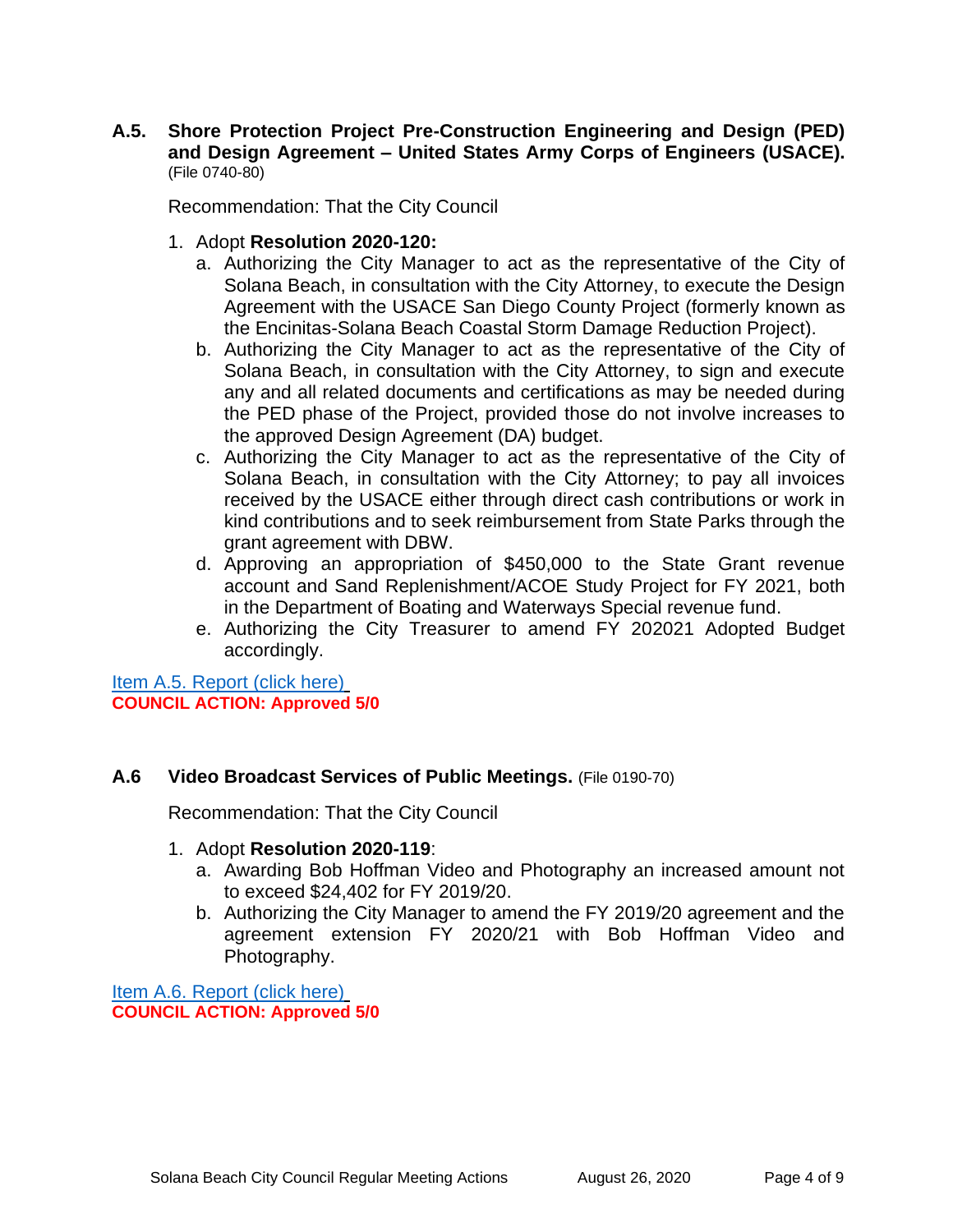**A.5. Shore Protection Project Pre-Construction Engineering and Design (PED) and Design Agreement – United States Army Corps of Engineers (USACE).** (File 0740-80)

Recommendation: That the City Council

1. Adopt **Resolution 2020-120:**
   a. Authorizing the City Manager to act as the representative of the City of Solana Beach, in consultation with the City Attorney, to execute the Design Agreement with the USACE San Diego County Project (formerly known as the Encinitas-Solana Beach Coastal Storm Damage Reduction Project).
   b. Authorizing the City Manager to act as the representative of the City of Solana Beach, in consultation with the City Attorney, to sign and execute any and all related documents and certifications as may be needed during the PED phase of the Project, provided those do not involve increases to the approved Design Agreement (DA) budget.
   c. Authorizing the City Manager to act as the representative of the City of Solana Beach, in consultation with the City Attorney; to pay all invoices received by the USACE either through direct cash contributions or work in kind contributions and to seek reimbursement from State Parks through the grant agreement with DBW.
   d. Approving an appropriation of $450,000 to the State Grant revenue account and Sand Replenishment/ACOE Study Project for FY 2021, both in the Department of Boating and Waterways Special revenue fund.
   e. Authorizing the City Treasurer to amend FY 202021 Adopted Budget accordingly.

Item A.5. Report (click here)
**COUNCIL ACTION: Approved 5/0**

**A.6 Video Broadcast Services of Public Meetings.** (File 0190-70)

Recommendation: That the City Council

1. Adopt **Resolution 2020-119**:
   a. Awarding Bob Hoffman Video and Photography an increased amount not to exceed $24,402 for FY 2019/20.
   b. Authorizing the City Manager to amend the FY 2019/20 agreement and the agreement extension FY 2020/21 with Bob Hoffman Video and Photography.

Item A.6. Report (click here)
**COUNCIL ACTION: Approved 5/0**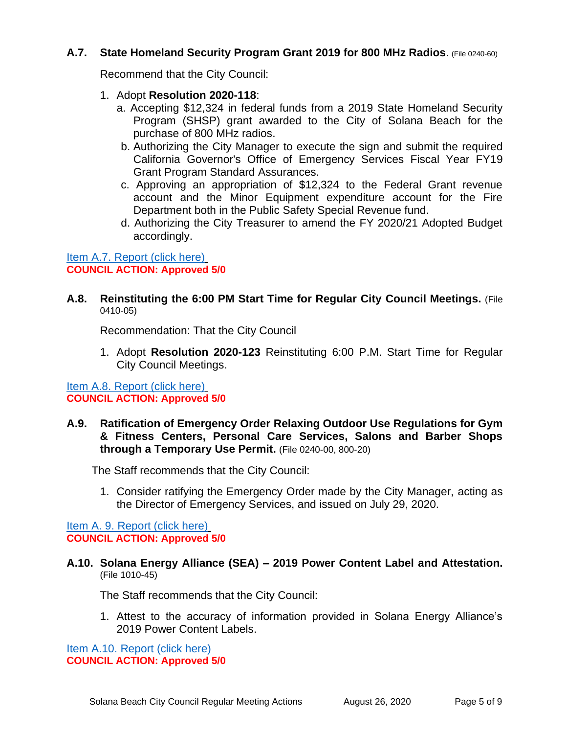**A.7. State Homeland Security Program Grant 2019 for 800 MHz Radios**. (File 0240-60)

Recommend that the City Council:

1. Adopt **Resolution 2020-118**:
   a. Accepting $12,324 in federal funds from a 2019 State Homeland Security Program (SHSP) grant awarded to the City of Solana Beach for the purchase of 800 MHz radios.
   b. Authorizing the City Manager to execute the sign and submit the required California Governor's Office of Emergency Services Fiscal Year FY19 Grant Program Standard Assurances.
   c. Approving an appropriation of $12,324 to the Federal Grant revenue account and the Minor Equipment expenditure account for the Fire Department both in the Public Safety Special Revenue fund.
   d. Authorizing the City Treasurer to amend the FY 2020/21 Adopted Budget accordingly.

Item A.7. Report (click here)
**COUNCIL ACTION: Approved 5/0**

**A.8. Reinstituting the 6:00 PM Start Time for Regular City Council Meetings.** (File 0410-05)

Recommendation: That the City Council

1. Adopt **Resolution 2020-123** Reinstituting 6:00 P.M. Start Time for Regular City Council Meetings.

Item A.8. Report (click here)
**COUNCIL ACTION: Approved 5/0**

**A.9. Ratification of Emergency Order Relaxing Outdoor Use Regulations for Gym & Fitness Centers, Personal Care Services, Salons and Barber Shops through a Temporary Use Permit.** (File 0240-00, 800-20)

The Staff recommends that the City Council:

1. Consider ratifying the Emergency Order made by the City Manager, acting as the Director of Emergency Services, and issued on July 29, 2020.

Item A. 9. Report (click here)
**COUNCIL ACTION: Approved 5/0**

**A.10. Solana Energy Alliance (SEA) – 2019 Power Content Label and Attestation.** (File 1010-45)

The Staff recommends that the City Council:

1. Attest to the accuracy of information provided in Solana Energy Alliance's 2019 Power Content Labels.

Item A.10. Report (click here)
**COUNCIL ACTION: Approved 5/0**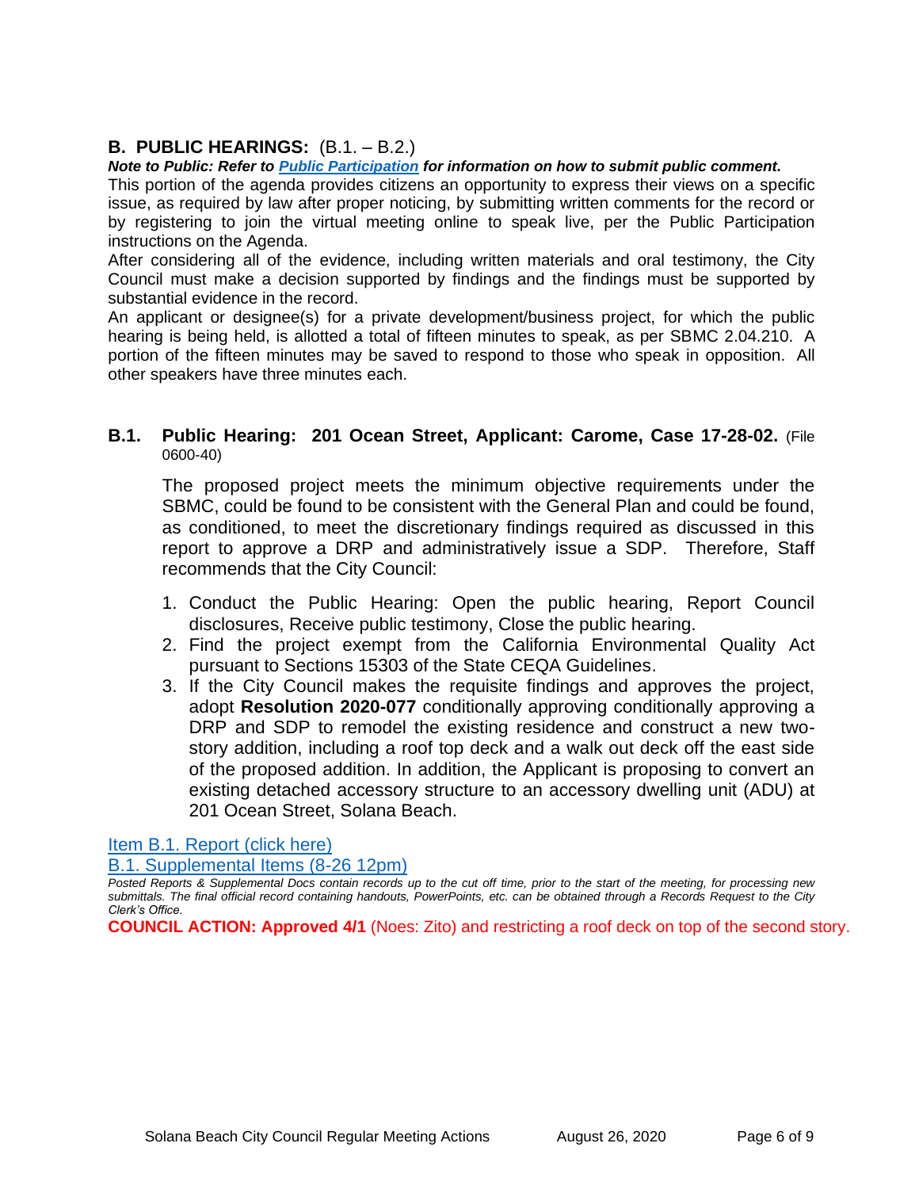## B. PUBLIC HEARINGS: (B.1. – B.2.)

***Note to Public: Refer to [Public Participation](#) for information on how to submit public comment.***

This portion of the agenda provides citizens an opportunity to express their views on a specific issue, as required by law after proper noticing, by submitting written comments for the record or by registering to join the virtual meeting online to speak live, per the Public Participation instructions on the Agenda.

After considering all of the evidence, including written materials and oral testimony, the City Council must make a decision supported by findings and the findings must be supported by substantial evidence in the record.

An applicant or designee(s) for a private development/business project, for which the public hearing is being held, is allotted a total of fifteen minutes to speak, as per SBMC 2.04.210. A portion of the fifteen minutes may be saved to respond to those who speak in opposition. All other speakers have three minutes each.

### B.1. Public Hearing: 201 Ocean Street, Applicant: Carome, Case 17-28-02. (File 0600-40)

The proposed project meets the minimum objective requirements under the SBMC, could be found to be consistent with the General Plan and could be found, as conditioned, to meet the discretionary findings required as discussed in this report to approve a DRP and administratively issue a SDP. Therefore, Staff recommends that the City Council:

1. Conduct the Public Hearing: Open the public hearing, Report Council disclosures, Receive public testimony, Close the public hearing.
2. Find the project exempt from the California Environmental Quality Act pursuant to Sections 15303 of the State CEQA Guidelines.
3. If the City Council makes the requisite findings and approves the project, adopt **Resolution 2020-077** conditionally approving conditionally approving a DRP and SDP to remodel the existing residence and construct a new two-story addition, including a roof top deck and a walk out deck off the east side of the proposed addition. In addition, the Applicant is proposing to convert an existing detached accessory structure to an accessory dwelling unit (ADU) at 201 Ocean Street, Solana Beach.

[Item B.1. Report (click here)](#)

[B.1. Supplemental Items (8-26 12pm)](#)

*Posted Reports & Supplemental Docs contain records up to the cut off time, prior to the start of the meeting, for processing new submittals. The final official record containing handouts, PowerPoints, etc. can be obtained through a Records Request to the City Clerk's Office.*

**COUNCIL ACTION: Approved 4/1** (Noes: Zito) and restricting a roof deck on top of the second story.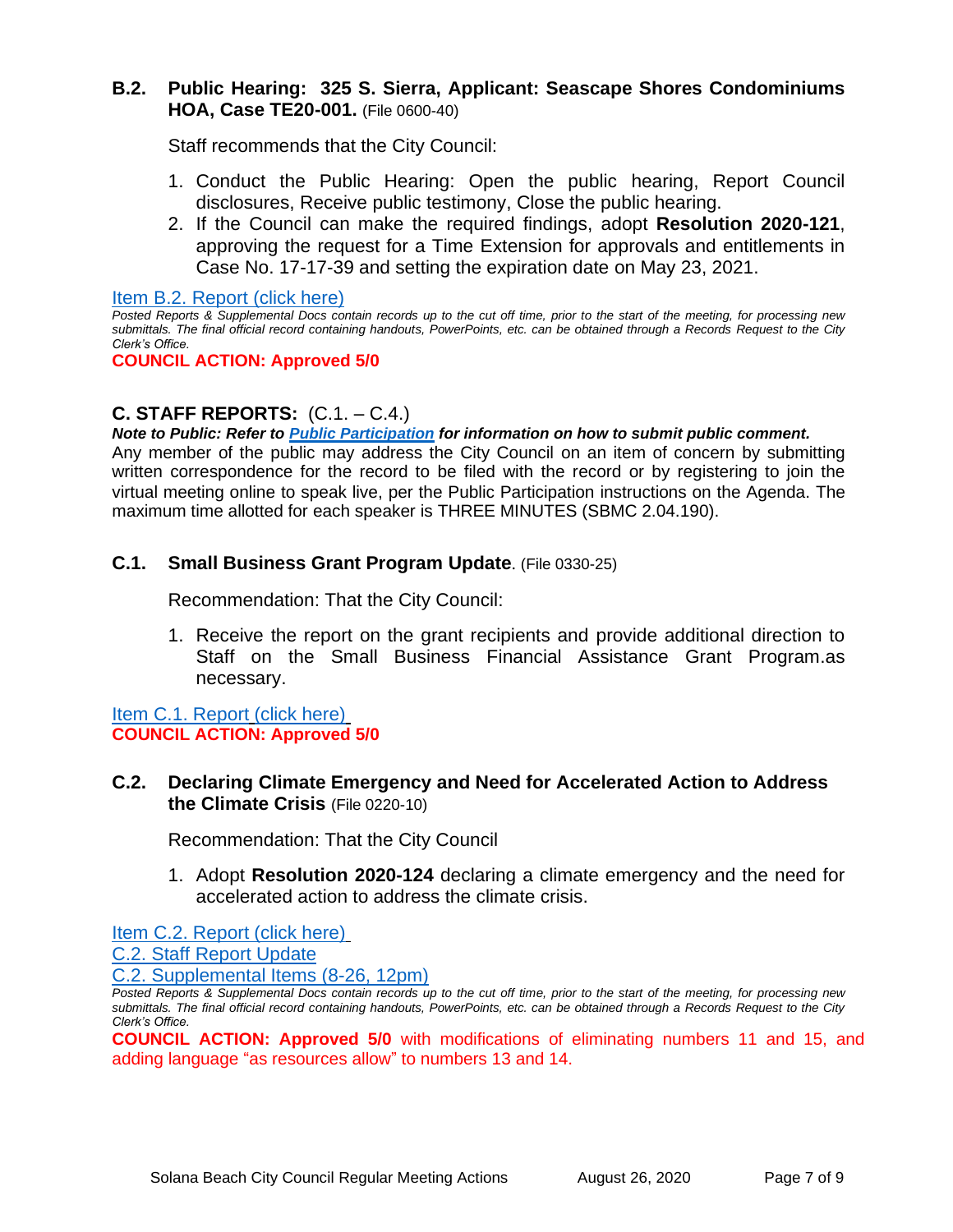### B.2. Public Hearing: 325 S. Sierra, Applicant: Seascape Shores Condominiums HOA, Case TE20-001. (File 0600-40)

Staff recommends that the City Council:

1. Conduct the Public Hearing: Open the public hearing, Report Council disclosures, Receive public testimony, Close the public hearing.
2. If the Council can make the required findings, adopt **Resolution 2020-121**, approving the request for a Time Extension for approvals and entitlements in Case No. 17-17-39 and setting the expiration date on May 23, 2021.

Item B.2. Report (click here)

*Posted Reports & Supplemental Docs contain records up to the cut off time, prior to the start of the meeting, for processing new submittals. The final official record containing handouts, PowerPoints, etc. can be obtained through a Records Request to the City Clerk's Office.*

**COUNCIL ACTION: Approved 5/0**

## C. STAFF REPORTS: (C.1. – C.4.)

***Note to Public: Refer to Public Participation for information on how to submit public comment.***

Any member of the public may address the City Council on an item of concern by submitting written correspondence for the record to be filed with the record or by registering to join the virtual meeting online to speak live, per the Public Participation instructions on the Agenda. The maximum time allotted for each speaker is THREE MINUTES (SBMC 2.04.190).

### C.1. Small Business Grant Program Update. (File 0330-25)

Recommendation: That the City Council:

1. Receive the report on the grant recipients and provide additional direction to Staff on the Small Business Financial Assistance Grant Program.as necessary.

Item C.1. Report (click here)

**COUNCIL ACTION: Approved 5/0**

### C.2. Declaring Climate Emergency and Need for Accelerated Action to Address the Climate Crisis (File 0220-10)

Recommendation: That the City Council

1. Adopt **Resolution 2020-124** declaring a climate emergency and the need for accelerated action to address the climate crisis.

Item C.2. Report (click here)

C.2. Staff Report Update

C.2. Supplemental Items (8-26, 12pm)

*Posted Reports & Supplemental Docs contain records up to the cut off time, prior to the start of the meeting, for processing new submittals. The final official record containing handouts, PowerPoints, etc. can be obtained through a Records Request to the City Clerk's Office.*

**COUNCIL ACTION: Approved 5/0** with modifications of eliminating numbers 11 and 15, and adding language "as resources allow" to numbers 13 and 14.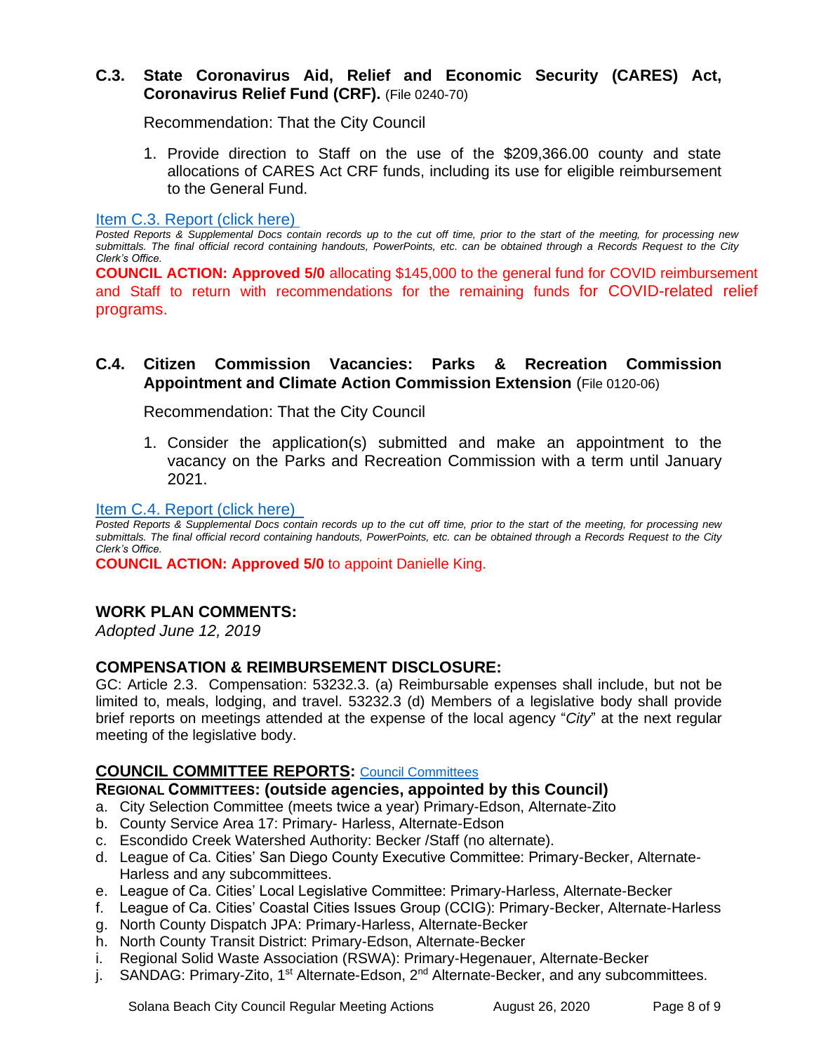### C.3. State Coronavirus Aid, Relief and Economic Security (CARES) Act, Coronavirus Relief Fund (CRF). (File 0240-70)

Recommendation: That the City Council

1. Provide direction to Staff on the use of the $209,366.00 county and state allocations of CARES Act CRF funds, including its use for eligible reimbursement to the General Fund.

[Item C.3. Report (click here)](#)

*Posted Reports & Supplemental Docs contain records up to the cut off time, prior to the start of the meeting, for processing new submittals. The final official record containing handouts, PowerPoints, etc. can be obtained through a Records Request to the City Clerk's Office.*

**COUNCIL ACTION: Approved 5/0** allocating $145,000 to the general fund for COVID reimbursement and Staff to return with recommendations for the remaining funds for COVID-related relief programs.

### C.4. Citizen Commission Vacancies: Parks & Recreation Commission Appointment and Climate Action Commission Extension (File 0120-06)

Recommendation: That the City Council

1. Consider the application(s) submitted and make an appointment to the vacancy on the Parks and Recreation Commission with a term until January 2021.

[Item C.4. Report (click here)](#)

*Posted Reports & Supplemental Docs contain records up to the cut off time, prior to the start of the meeting, for processing new submittals. The final official record containing handouts, PowerPoints, etc. can be obtained through a Records Request to the City Clerk's Office.*

**COUNCIL ACTION: Approved 5/0** to appoint Danielle King.

## WORK PLAN COMMENTS:

*Adopted June 12, 2019*

## COMPENSATION & REIMBURSEMENT DISCLOSURE:

GC: Article 2.3. Compensation: 53232.3. (a) Reimbursable expenses shall include, but not be limited to, meals, lodging, and travel. 53232.3 (d) Members of a legislative body shall provide brief reports on meetings attended at the expense of the local agency "*City*" at the next regular meeting of the legislative body.

## COUNCIL COMMITTEE REPORTS: [Council Committees](#)

### REGIONAL COMMITTEES: (outside agencies, appointed by this Council)

a. City Selection Committee (meets twice a year) Primary-Edson, Alternate-Zito
b. County Service Area 17: Primary- Harless, Alternate-Edson
c. Escondido Creek Watershed Authority: Becker /Staff (no alternate).
d. League of Ca. Cities' San Diego County Executive Committee: Primary-Becker, Alternate-Harless and any subcommittees.
e. League of Ca. Cities' Local Legislative Committee: Primary-Harless, Alternate-Becker
f. League of Ca. Cities' Coastal Cities Issues Group (CCIG): Primary-Becker, Alternate-Harless
g. North County Dispatch JPA: Primary-Harless, Alternate-Becker
h. North County Transit District: Primary-Edson, Alternate-Becker
i. Regional Solid Waste Association (RSWA): Primary-Hegenauer, Alternate-Becker
j. SANDAG: Primary-Zito, 1st Alternate-Edson, 2nd Alternate-Becker, and any subcommittees.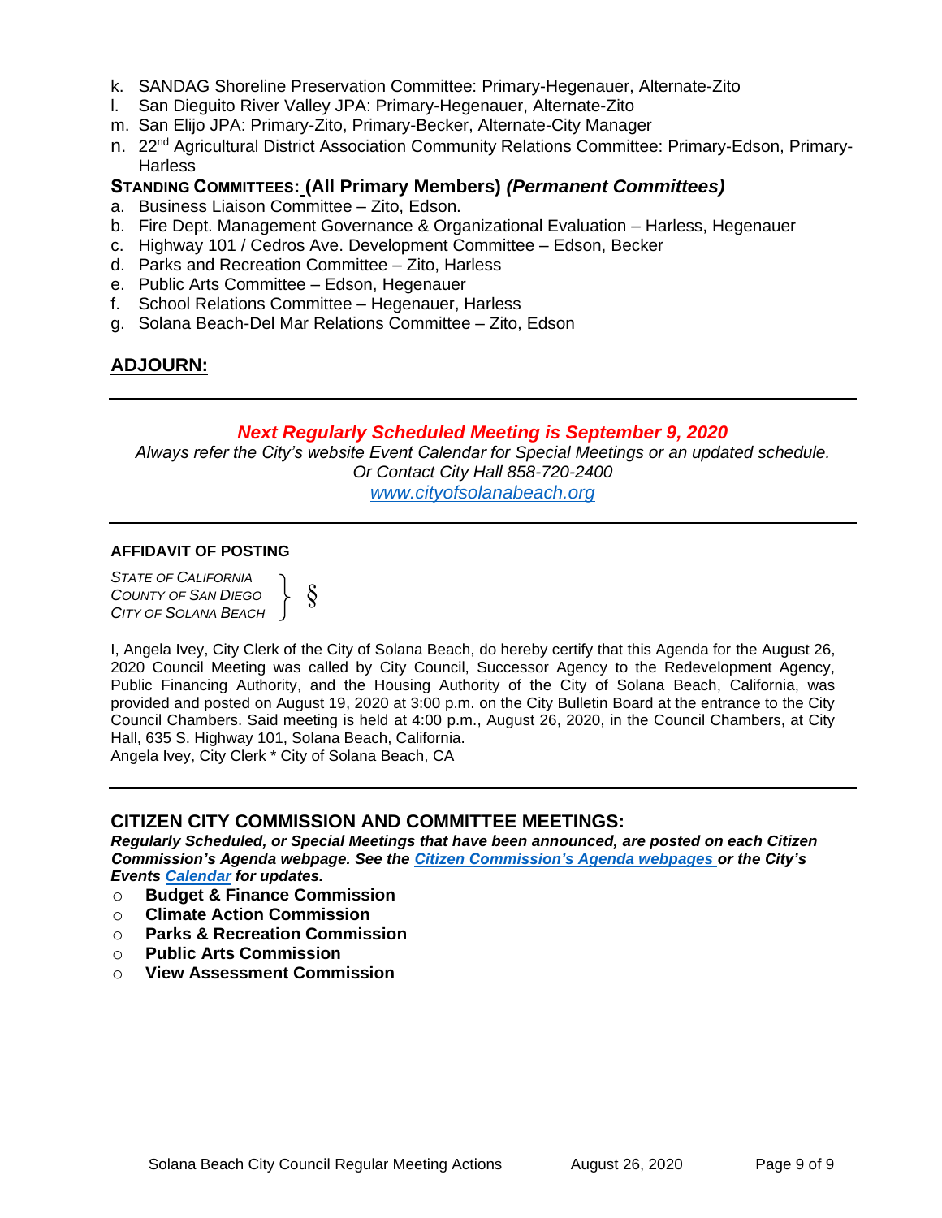k. SANDAG Shoreline Preservation Committee: Primary-Hegenauer, Alternate-Zito
l. San Dieguito River Valley JPA: Primary-Hegenauer, Alternate-Zito
m. San Elijo JPA: Primary-Zito, Primary-Becker, Alternate-City Manager
n. 22nd Agricultural District Association Community Relations Committee: Primary-Edson, Primary-Harless

**STANDING COMMITTEES: (All Primary Members)** ***(Permanent Committees)***

a. Business Liaison Committee – Zito, Edson.
b. Fire Dept. Management Governance & Organizational Evaluation – Harless, Hegenauer
c. Highway 101 / Cedros Ave. Development Committee – Edson, Becker
d. Parks and Recreation Committee – Zito, Harless
e. Public Arts Committee – Edson, Hegenauer
f. School Relations Committee – Hegenauer, Harless
g. Solana Beach-Del Mar Relations Committee – Zito, Edson

## ADJOURN:

---

***Next Regularly Scheduled Meeting is September 9, 2020***

*Always refer the City's website Event Calendar for Special Meetings or an updated schedule.*
*Or Contact City Hall 858-720-2400*
*www.cityofsolanabeach.org*

---

**AFFIDAVIT OF POSTING**

*STATE OF CALIFORNIA*
*COUNTY OF SAN DIEGO* } §
*CITY OF SOLANA BEACH*

I, Angela Ivey, City Clerk of the City of Solana Beach, do hereby certify that this Agenda for the August 26, 2020 Council Meeting was called by City Council, Successor Agency to the Redevelopment Agency, Public Financing Authority, and the Housing Authority of the City of Solana Beach, California, was provided and posted on August 19, 2020 at 3:00 p.m. on the City Bulletin Board at the entrance to the City Council Chambers. Said meeting is held at 4:00 p.m., August 26, 2020, in the Council Chambers, at City Hall, 635 S. Highway 101, Solana Beach, California.
Angela Ivey, City Clerk * City of Solana Beach, CA

---

## CITIZEN CITY COMMISSION AND COMMITTEE MEETINGS:

***Regularly Scheduled, or Special Meetings that have been announced, are posted on each Citizen Commission's Agenda webpage. See the Citizen Commission's Agenda webpages or the City's Events Calendar for updates.***

- **Budget & Finance Commission**
- **Climate Action Commission**
- **Parks & Recreation Commission**
- **Public Arts Commission**
- **View Assessment Commission**